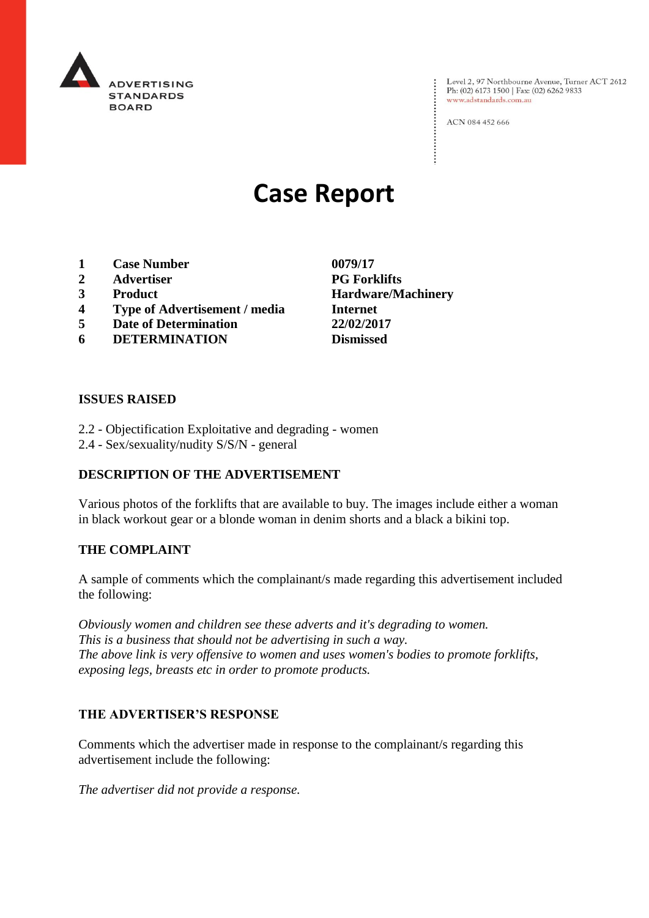ADVERTISING STANDARDS BOARD

Level 2, 97 Northbourne Avenue, Turner ACT 2612
Ph: (02) 6173 1500 | Fax: (02) 6262 9833
www.adstandards.com.au

ACN 084 452 666

# Case Report

| | | |
|---|---|---|
| **1** | **Case Number** | **0079/17** |
| **2** | **Advertiser** | **PG Forklifts** |
| **3** | **Product** | **Hardware/Machinery** |
| **4** | **Type of Advertisement / media** | **Internet** |
| **5** | **Date of Determination** | **22/02/2017** |
| **6** | **DETERMINATION** | **Dismissed** |

### ISSUES RAISED

2.2 - Objectification Exploitative and degrading - women
2.4 - Sex/sexuality/nudity S/S/N - general

### DESCRIPTION OF THE ADVERTISEMENT

Various photos of the forklifts that are available to buy. The images include either a woman in black workout gear or a blonde woman in denim shorts and a black a bikini top.

### THE COMPLAINT

A sample of comments which the complainant/s made regarding this advertisement included the following:

*Obviously women and children see these adverts and it's degrading to women.*
*This is a business that should not be advertising in such a way.*
*The above link is very offensive to women and uses women's bodies to promote forklifts, exposing legs, breasts etc in order to promote products.*

### THE ADVERTISER'S RESPONSE

Comments which the advertiser made in response to the complainant/s regarding this advertisement include the following:

*The advertiser did not provide a response.*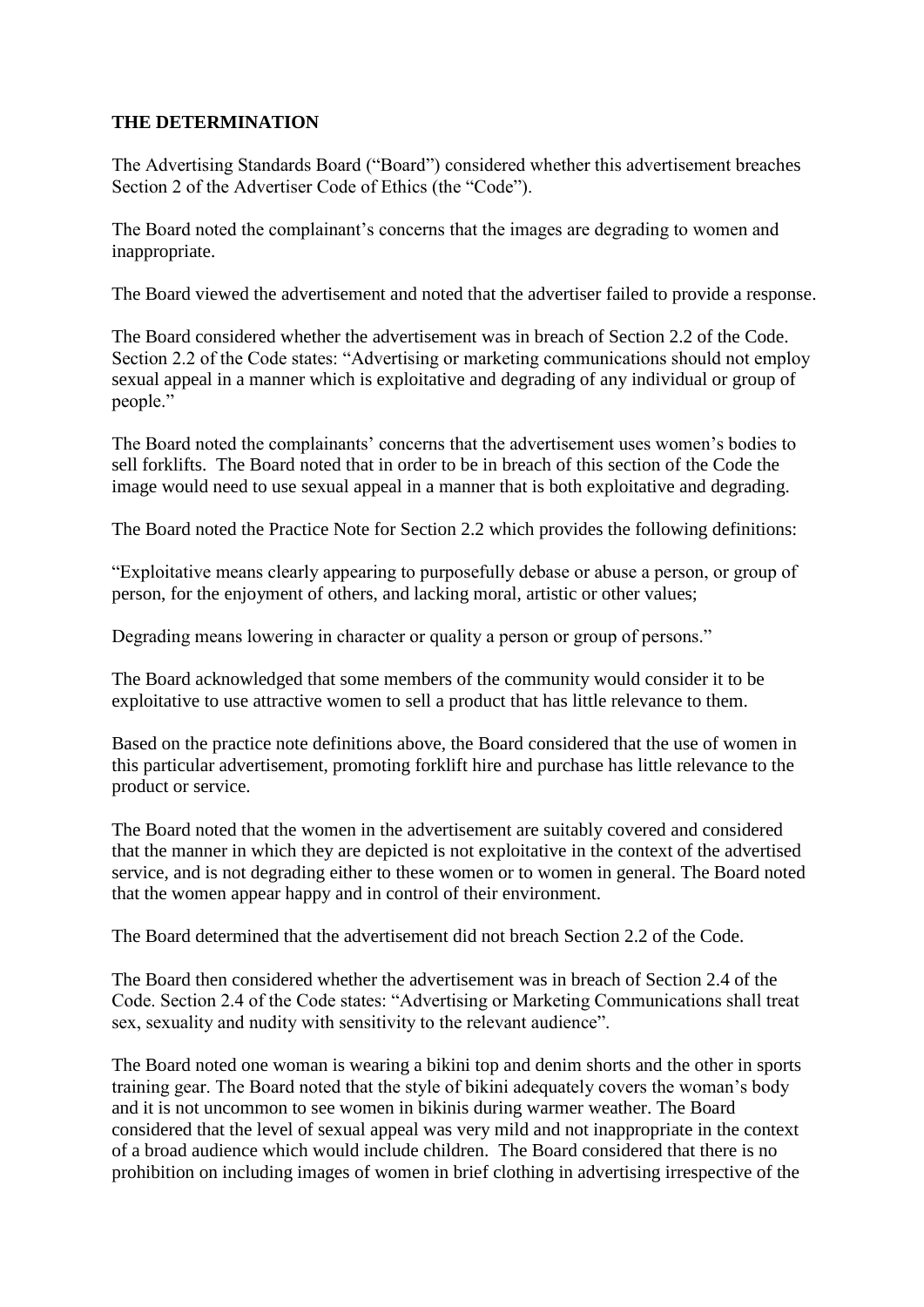**THE DETERMINATION**

The Advertising Standards Board ("Board") considered whether this advertisement breaches Section 2 of the Advertiser Code of Ethics (the "Code").

The Board noted the complainant's concerns that the images are degrading to women and inappropriate.

The Board viewed the advertisement and noted that the advertiser failed to provide a response.

The Board considered whether the advertisement was in breach of Section 2.2 of the Code. Section 2.2 of the Code states: "Advertising or marketing communications should not employ sexual appeal in a manner which is exploitative and degrading of any individual or group of people."

The Board noted the complainants' concerns that the advertisement uses women's bodies to sell forklifts. The Board noted that in order to be in breach of this section of the Code the image would need to use sexual appeal in a manner that is both exploitative and degrading.

The Board noted the Practice Note for Section 2.2 which provides the following definitions:

"Exploitative means clearly appearing to purposefully debase or abuse a person, or group of person, for the enjoyment of others, and lacking moral, artistic or other values;

Degrading means lowering in character or quality a person or group of persons."

The Board acknowledged that some members of the community would consider it to be exploitative to use attractive women to sell a product that has little relevance to them.

Based on the practice note definitions above, the Board considered that the use of women in this particular advertisement, promoting forklift hire and purchase has little relevance to the product or service.

The Board noted that the women in the advertisement are suitably covered and considered that the manner in which they are depicted is not exploitative in the context of the advertised service, and is not degrading either to these women or to women in general. The Board noted that the women appear happy and in control of their environment.

The Board determined that the advertisement did not breach Section 2.2 of the Code.

The Board then considered whether the advertisement was in breach of Section 2.4 of the Code. Section 2.4 of the Code states: "Advertising or Marketing Communications shall treat sex, sexuality and nudity with sensitivity to the relevant audience".

The Board noted one woman is wearing a bikini top and denim shorts and the other in sports training gear. The Board noted that the style of bikini adequately covers the woman's body and it is not uncommon to see women in bikinis during warmer weather. The Board considered that the level of sexual appeal was very mild and not inappropriate in the context of a broad audience which would include children. The Board considered that there is no prohibition on including images of women in brief clothing in advertising irrespective of the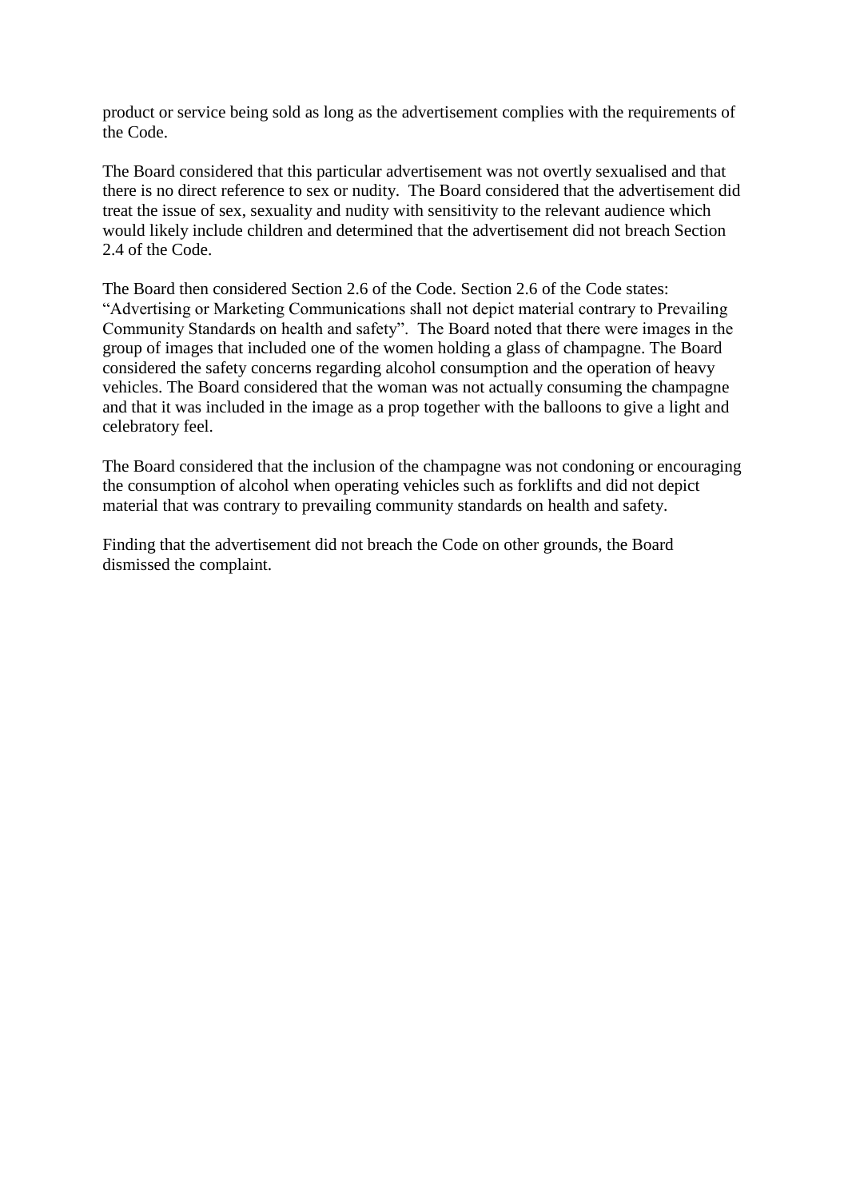product or service being sold as long as the advertisement complies with the requirements of the Code.

The Board considered that this particular advertisement was not overtly sexualised and that there is no direct reference to sex or nudity. The Board considered that the advertisement did treat the issue of sex, sexuality and nudity with sensitivity to the relevant audience which would likely include children and determined that the advertisement did not breach Section 2.4 of the Code.

The Board then considered Section 2.6 of the Code. Section 2.6 of the Code states: "Advertising or Marketing Communications shall not depict material contrary to Prevailing Community Standards on health and safety". The Board noted that there were images in the group of images that included one of the women holding a glass of champagne. The Board considered the safety concerns regarding alcohol consumption and the operation of heavy vehicles. The Board considered that the woman was not actually consuming the champagne and that it was included in the image as a prop together with the balloons to give a light and celebratory feel.

The Board considered that the inclusion of the champagne was not condoning or encouraging the consumption of alcohol when operating vehicles such as forklifts and did not depict material that was contrary to prevailing community standards on health and safety.

Finding that the advertisement did not breach the Code on other grounds, the Board dismissed the complaint.